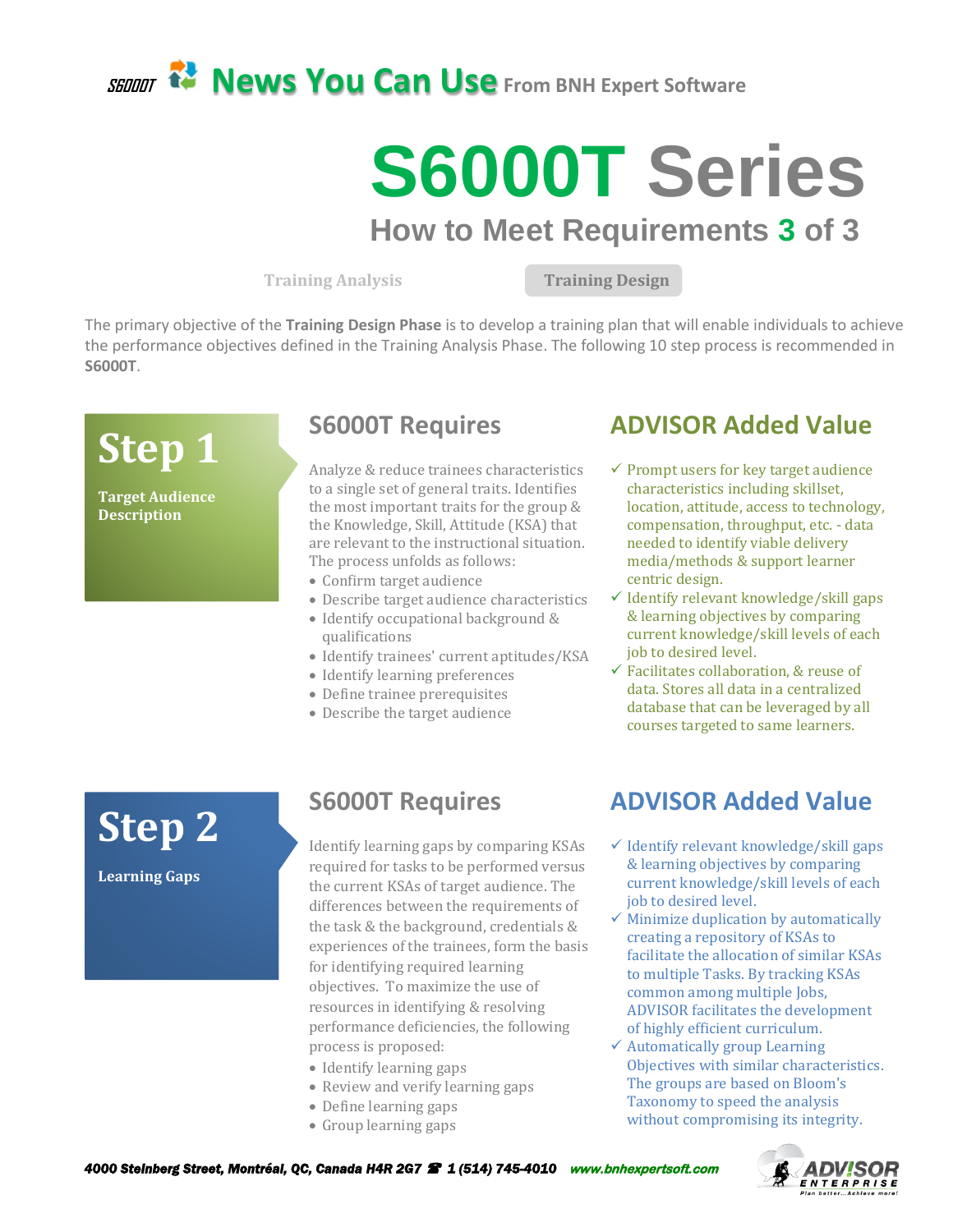S6000T **News You Can Use** From BNH Expert Software

# S6000T Series

## How to Meet Requirements 3 of 3

Training Analysis | **Training Design**

The primary objective of the **Training Design Phase** is to develop a training plan that will enable individuals to achieve the performance objectives defined in the Training Analysis Phase. The following 10 step process is recommended in **S6000T**.

## Step 1

**Target Audience Description**

### S6000T Requires

Analyze & reduce trainees characteristics to a single set of general traits. Identifies the most important traits for the group & the Knowledge, Skill, Attitude (KSA) that are relevant to the instructional situation. The process unfolds as follows:

- Confirm target audience
- Describe target audience characteristics
- Identify occupational background & qualifications
- Identify trainees' current aptitudes/KSA
- Identify learning preferences
- Define trainee prerequisites
- Describe the target audience

### ADVISOR Added Value

- ✓ Prompt users for key target audience characteristics including skillset, location, attitude, access to technology, compensation, throughput, etc. - data needed to identify viable delivery media/methods & support learner centric design.
- ✓ Identify relevant knowledge/skill gaps & learning objectives by comparing current knowledge/skill levels of each job to desired level.
- ✓ Facilitates collaboration, & reuse of data. Stores all data in a centralized database that can be leveraged by all courses targeted to same learners.

## Step 2

**Learning Gaps**

### S6000T Requires

Identify learning gaps by comparing KSAs required for tasks to be performed versus the current KSAs of target audience. The differences between the requirements of the task & the background, credentials & experiences of the trainees, form the basis for identifying required learning objectives. To maximize the use of resources in identifying & resolving performance deficiencies, the following process is proposed:

- Identify learning gaps
- Review and verify learning gaps
- Define learning gaps
- Group learning gaps

### ADVISOR Added Value

- ✓ Identify relevant knowledge/skill gaps & learning objectives by comparing current knowledge/skill levels of each job to desired level.
- ✓ Minimize duplication by automatically creating a repository of KSAs to facilitate the allocation of similar KSAs to multiple Tasks. By tracking KSAs common among multiple Jobs, ADVISOR facilitates the development of highly efficient curriculum.
- ✓ Automatically group Learning Objectives with similar characteristics. The groups are based on Bloom's Taxonomy to speed the analysis without compromising its integrity.

4000 Steinberg Street, Montréal, QC, Canada H4R 2G7 ☎ 1 (514) 745-4010 www.bnhexpertsoft.com

ADVISOR ENTERPRISE — Plan better... Achieve more!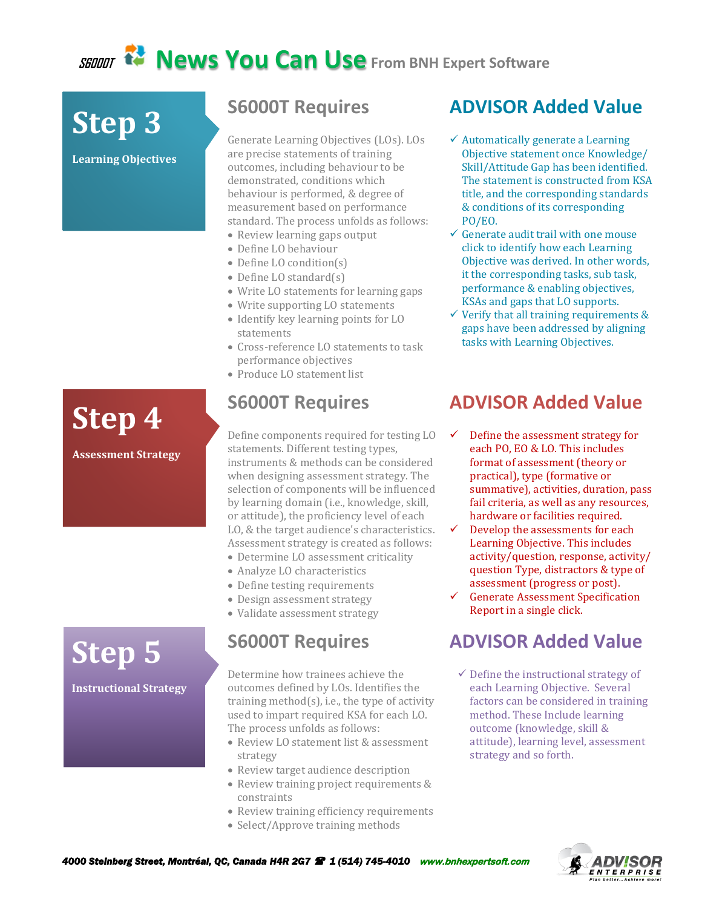# News You Can Use From BNH Expert Software

## Step 3

### Learning Objectives

### S6000T Requires

Generate Learning Objectives (LOs). LOs are precise statements of training outcomes, including behaviour to be demonstrated, conditions which behaviour is performed, & degree of measurement based on performance standard. The process unfolds as follows:

- Review learning gaps output
- Define LO behaviour
- Define LO condition(s)
- Define LO standard(s)
- Write LO statements for learning gaps
- Write supporting LO statements
- Identify key learning points for LO statements
- Cross-reference LO statements to task performance objectives
- Produce LO statement list

### ADVISOR Added Value

- ✓ Automatically generate a Learning Objective statement once Knowledge/ Skill/Attitude Gap has been identified. The statement is constructed from KSA title, and the corresponding standards & conditions of its corresponding PO/EO.
- ✓ Generate audit trail with one mouse click to identify how each Learning Objective was derived. In other words, it the corresponding tasks, sub task, performance & enabling objectives, KSAs and gaps that LO supports.
- ✓ Verify that all training requirements & gaps have been addressed by aligning tasks with Learning Objectives.

## Step 4

### Assessment Strategy

### S6000T Requires

Define components required for testing LO statements. Different testing types, instruments & methods can be considered when designing assessment strategy. The selection of components will be influenced by learning domain (i.e., knowledge, skill, or attitude), the proficiency level of each LO, & the target audience's characteristics. Assessment strategy is created as follows:

- Determine LO assessment criticality
- Analyze LO characteristics
- Define testing requirements
- Design assessment strategy
- Validate assessment strategy

### ADVISOR Added Value

- ✓ Define the assessment strategy for each PO, EO & LO. This includes format of assessment (theory or practical), type (formative or summative), activities, duration, pass fail criteria, as well as any resources, hardware or facilities required.
- ✓ Develop the assessments for each Learning Objective. This includes activity/question, response, activity/ question Type, distractors & type of assessment (progress or post).
- ✓ Generate Assessment Specification Report in a single click.

## Step 5

### Instructional Strategy

### S6000T Requires

Determine how trainees achieve the outcomes defined by LOs. Identifies the training method(s), i.e., the type of activity used to impart required KSA for each LO. The process unfolds as follows:

- Review LO statement list & assessment strategy
- Review target audience description
- Review training project requirements & constraints
- Review training efficiency requirements
- Select/Approve training methods

### ADVISOR Added Value

- ✓ Define the instructional strategy of each Learning Objective. Several factors can be considered in training method. These Include learning outcome (knowledge, skill & attitude), learning level, assessment strategy and so forth.

4000 Steinberg Street, Montréal, QC, Canada H4R 2G7 ☎ 1 (514) 745-4010 www.bnhexpertsoft.com

ADVISOR ENTERPRISE — Plan better... Achieve more!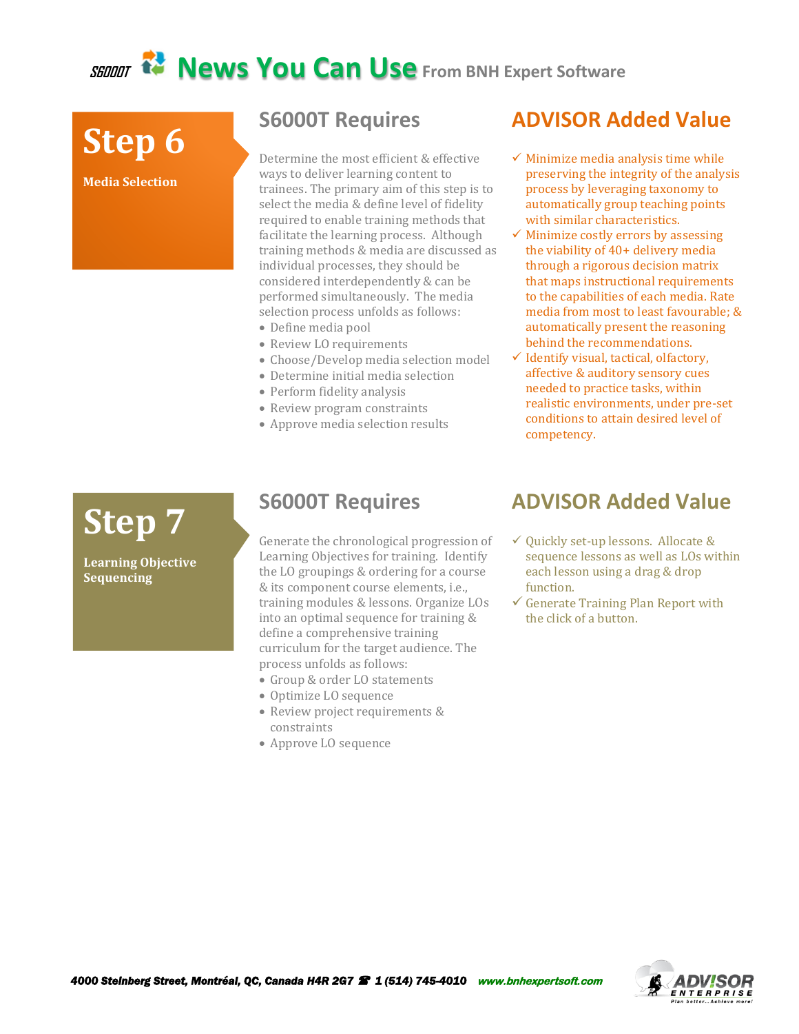## Step 6

**Media Selection**

## S6000T Requires

Determine the most efficient & effective ways to deliver learning content to trainees. The primary aim of this step is to select the media & define level of fidelity required to enable training methods that facilitate the learning process. Although training methods & media are discussed as individual processes, they should be considered interdependently & can be performed simultaneously. The media selection process unfolds as follows:

- Define media pool
- Review LO requirements
- Choose/Develop media selection model
- Determine initial media selection
- Perform fidelity analysis
- Review program constraints
- Approve media selection results

## ADVISOR Added Value

- ✓ Minimize media analysis time while preserving the integrity of the analysis process by leveraging taxonomy to automatically group teaching points with similar characteristics.
- ✓ Minimize costly errors by assessing the viability of 40+ delivery media through a rigorous decision matrix that maps instructional requirements to the capabilities of each media. Rate media from most to least favourable; & automatically present the reasoning behind the recommendations.
- ✓ Identify visual, tactical, olfactory, affective & auditory sensory cues needed to practice tasks, within realistic environments, under pre-set conditions to attain desired level of competency.

## Step 7

**Learning Objective Sequencing**

## S6000T Requires

Generate the chronological progression of Learning Objectives for training. Identify the LO groupings & ordering for a course & its component course elements, i.e., training modules & lessons. Organize LOs into an optimal sequence for training & define a comprehensive training curriculum for the target audience. The process unfolds as follows:

- Group & order LO statements
- Optimize LO sequence
- Review project requirements & constraints
- Approve LO sequence

## ADVISOR Added Value

- ✓ Quickly set-up lessons. Allocate & sequence lessons as well as LOs within each lesson using a drag & drop function.
- ✓ Generate Training Plan Report with the click of a button.

4000 Steinberg Street, Montréal, QC, Canada H4R 2G7 ☎ 1 (514) 745-4010 www.bnhexpertsoft.com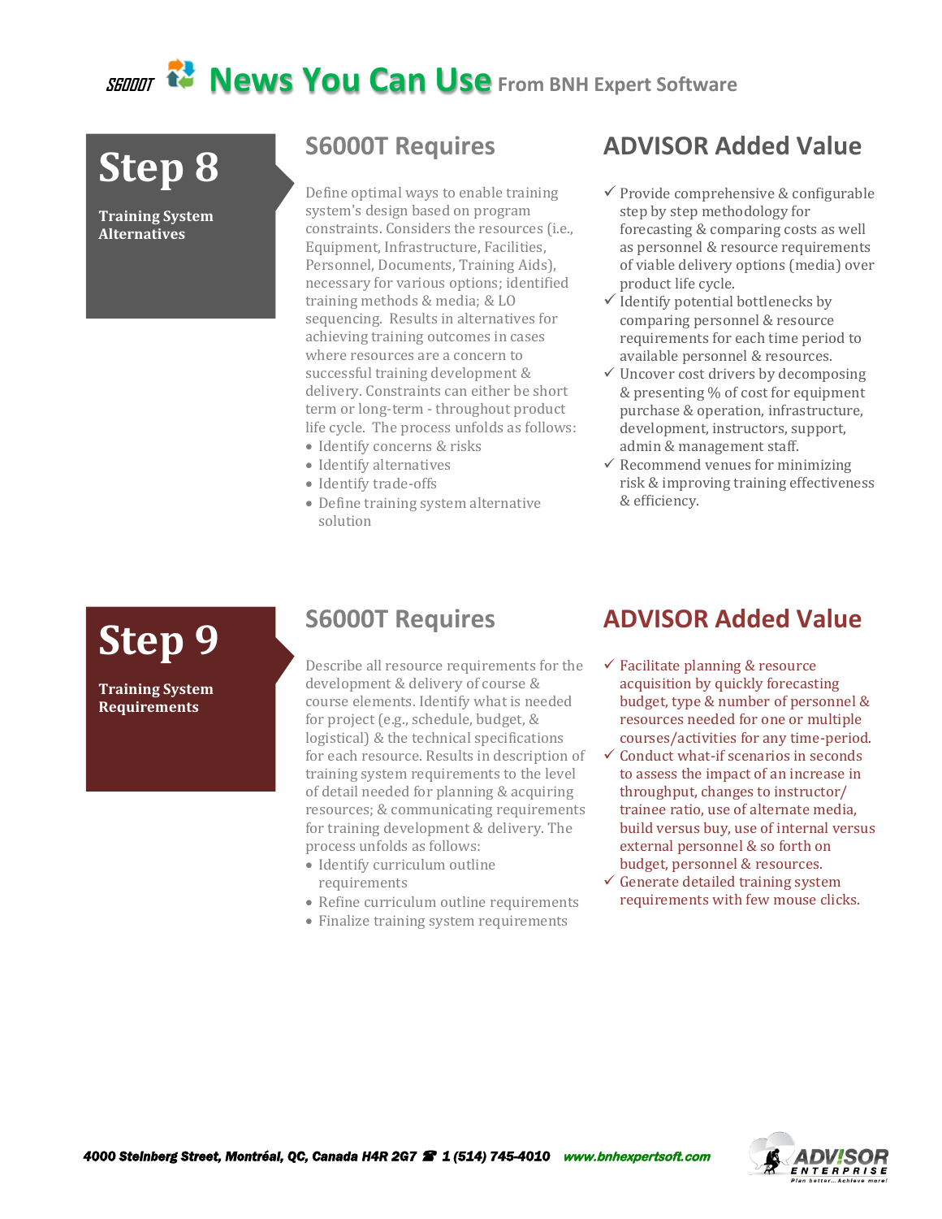# News You Can Use From BNH Expert Software

## Step 8

**Training System Alternatives**

### S6000T Requires

Define optimal ways to enable training system's design based on program constraints. Considers the resources (i.e., Equipment, Infrastructure, Facilities, Personnel, Documents, Training Aids), necessary for various options; identified training methods & media; & LO sequencing. Results in alternatives for achieving training outcomes in cases where resources are a concern to successful training development & delivery. Constraints can either be short term or long-term - throughout product life cycle. The process unfolds as follows:

- Identify concerns & risks
- Identify alternatives
- Identify trade-offs
- Define training system alternative solution

### ADVISOR Added Value

- ✓ Provide comprehensive & configurable step by step methodology for forecasting & comparing costs as well as personnel & resource requirements of viable delivery options (media) over product life cycle.
- ✓ Identify potential bottlenecks by comparing personnel & resource requirements for each time period to available personnel & resources.
- ✓ Uncover cost drivers by decomposing & presenting % of cost for equipment purchase & operation, infrastructure, development, instructors, support, admin & management staff.
- ✓ Recommend venues for minimizing risk & improving training effectiveness & efficiency.

## Step 9

**Training System Requirements**

### S6000T Requires

Describe all resource requirements for the development & delivery of course & course elements. Identify what is needed for project (e.g., schedule, budget, & logistical) & the technical specifications for each resource. Results in description of training system requirements to the level of detail needed for planning & acquiring resources; & communicating requirements for training development & delivery. The process unfolds as follows:

- Identify curriculum outline requirements
- Refine curriculum outline requirements
- Finalize training system requirements

### ADVISOR Added Value

- ✓ Facilitate planning & resource acquisition by quickly forecasting budget, type & number of personnel & resources needed for one or multiple courses/activities for any time-period.
- ✓ Conduct what-if scenarios in seconds to assess the impact of an increase in throughput, changes to instructor/ trainee ratio, use of alternate media, build versus buy, use of internal versus external personnel & so forth on budget, personnel & resources.
- ✓ Generate detailed training system requirements with few mouse clicks.

**4000 Steinberg Street, Montréal, QC, Canada H4R 2G7 ☎ 1 (514) 745-4010** *www.bnhexpertsoft.com*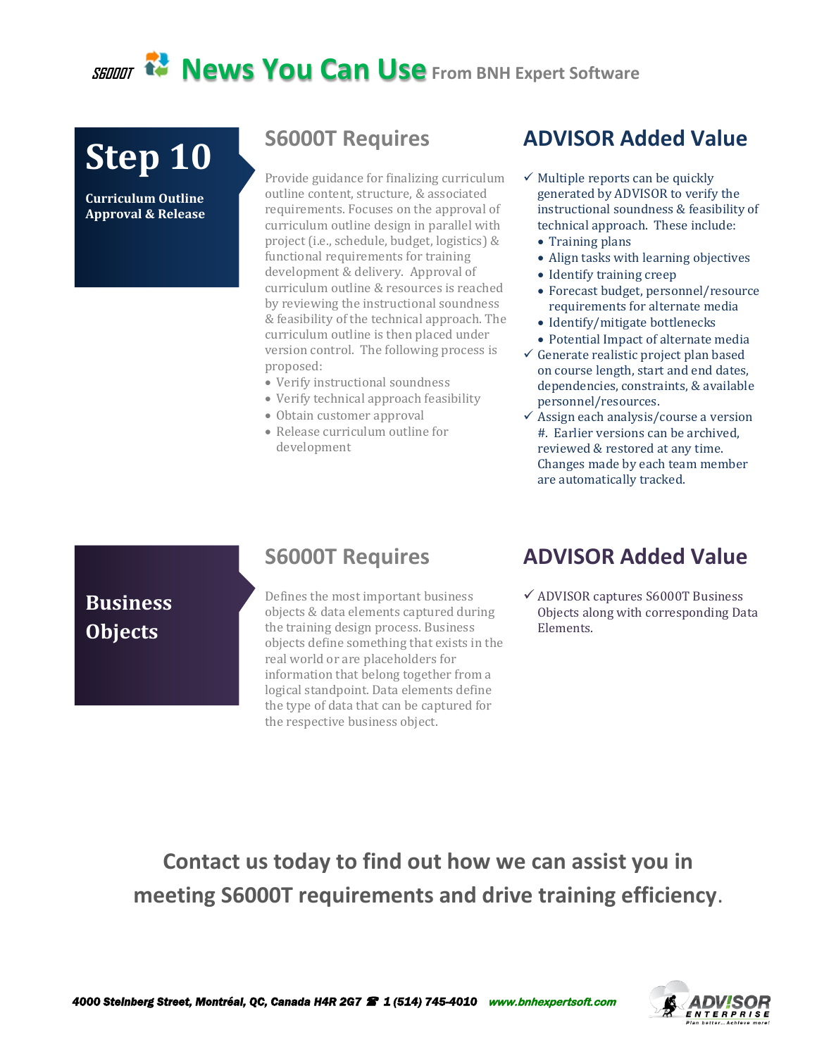## Step 10

**Curriculum Outline Approval & Release**

### S6000T Requires

Provide guidance for finalizing curriculum outline content, structure, & associated requirements. Focuses on the approval of curriculum outline design in parallel with project (i.e., schedule, budget, logistics) & functional requirements for training development & delivery. Approval of curriculum outline & resources is reached by reviewing the instructional soundness & feasibility of the technical approach. The curriculum outline is then placed under version control. The following process is proposed:

- Verify instructional soundness
- Verify technical approach feasibility
- Obtain customer approval
- Release curriculum outline for development

### ADVISOR Added Value

- ✓ Multiple reports can be quickly generated by ADVISOR to verify the instructional soundness & feasibility of technical approach. These include:
  - Training plans
  - Align tasks with learning objectives
  - Identify training creep
  - Forecast budget, personnel/resource requirements for alternate media
  - Identify/mitigate bottlenecks
  - Potential Impact of alternate media
- ✓ Generate realistic project plan based on course length, start and end dates, dependencies, constraints, & available personnel/resources.
- ✓ Assign each analysis/course a version #. Earlier versions can be archived, reviewed & restored at any time. Changes made by each team member are automatically tracked.

## Business Objects

### S6000T Requires

Defines the most important business objects & data elements captured during the training design process. Business objects define something that exists in the real world or are placeholders for information that belong together from a logical standpoint. Data elements define the type of data that can be captured for the respective business object.

### ADVISOR Added Value

- ✓ ADVISOR captures S6000T Business Objects along with corresponding Data Elements.

**Contact us today to find out how we can assist you in meeting S6000T requirements and drive training efficiency.**

*4000 Steinberg Street, Montréal, QC, Canada H4R 2G7 ☎ 1 (514) 745-4010 www.bnhexpertsoft.com*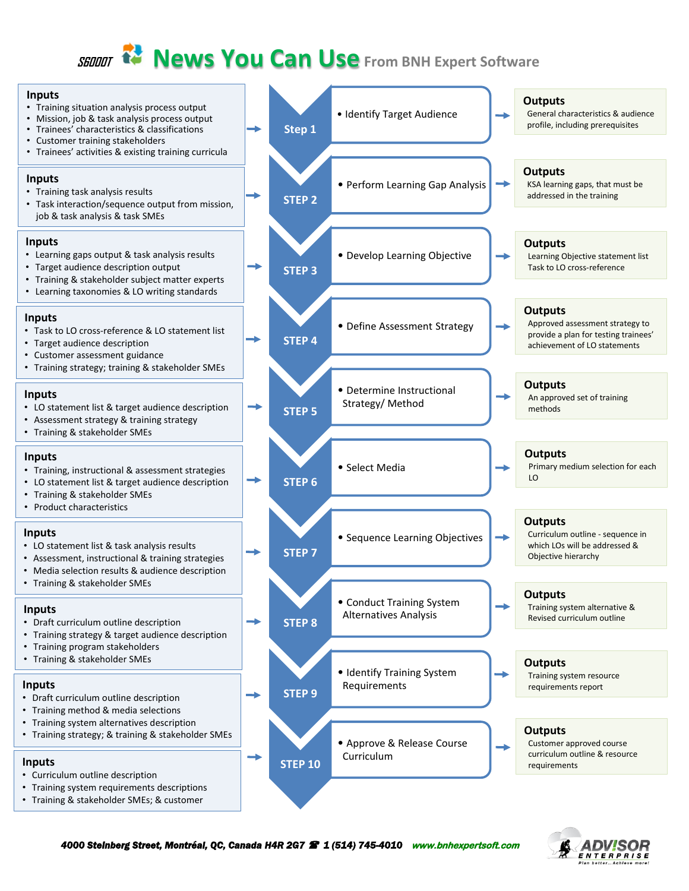# S6000T News You Can Use From BNH Expert Software

## Step 1 – Identify Target Audience

**Inputs**
- Training situation analysis process output
- Mission, job & task analysis process output
- Trainees' characteristics & classifications
- Customer training stakeholders
- Trainees' activities & existing training curricula

**Outputs**
General characteristics & audience profile, including prerequisites

## STEP 2 – Perform Learning Gap Analysis

**Inputs**
- Training task analysis results
- Task interaction/sequence output from mission, job & task analysis & task SMEs

**Outputs**
KSA learning gaps, that must be addressed in the training

## STEP 3 – Develop Learning Objective

**Inputs**
- Learning gaps output & task analysis results
- Target audience description output
- Training & stakeholder subject matter experts
- Learning taxonomies & LO writing standards

**Outputs**
Learning Objective statement list
Task to LO cross-reference

## STEP 4 – Define Assessment Strategy

**Inputs**
- Task to LO cross-reference & LO statement list
- Target audience description
- Customer assessment guidance
- Training strategy; training & stakeholder SMEs

**Outputs**
Approved assessment strategy to provide a plan for testing trainees' achievement of LO statements

## STEP 5 – Determine Instructional Strategy/ Method

**Inputs**
- LO statement list & target audience description
- Assessment strategy & training strategy
- Training & stakeholder SMEs

**Outputs**
An approved set of training methods

## STEP 6 – Select Media

**Inputs**
- Training, instructional & assessment strategies
- LO statement list & target audience description
- Training & stakeholder SMEs
- Product characteristics

**Outputs**
Primary medium selection for each LO

## STEP 7 – Sequence Learning Objectives

**Inputs**
- LO statement list & task analysis results
- Assessment, instructional & training strategies
- Media selection results & audience description
- Training & stakeholder SMEs

**Outputs**
Curriculum outline - sequence in which LOs will be addressed & Objective hierarchy

## STEP 8 – Conduct Training System Alternatives Analysis

**Inputs**
- Draft curriculum outline description
- Training strategy & target audience description
- Training program stakeholders
- Training & stakeholder SMEs

**Outputs**
Training system alternative & Revised curriculum outline

## STEP 9 – Identify Training System Requirements

**Inputs**
- Draft curriculum outline description
- Training method & media selections
- Training system alternatives description
- Training strategy; & training & stakeholder SMEs

**Outputs**
Training system resource requirements report

## STEP 10 – Approve & Release Course Curriculum

**Inputs**
- Curriculum outline description
- Training system requirements descriptions
- Training & stakeholder SMEs; & customer

**Outputs**
Customer approved course curriculum outline & resource requirements

4000 Steinberg Street, Montréal, QC, Canada H4R 2G7 ☎ 1 (514) 745-4010 www.bnhexpertsoft.com

ADVISOR ENTERPRISE – Plan better... Achieve more!